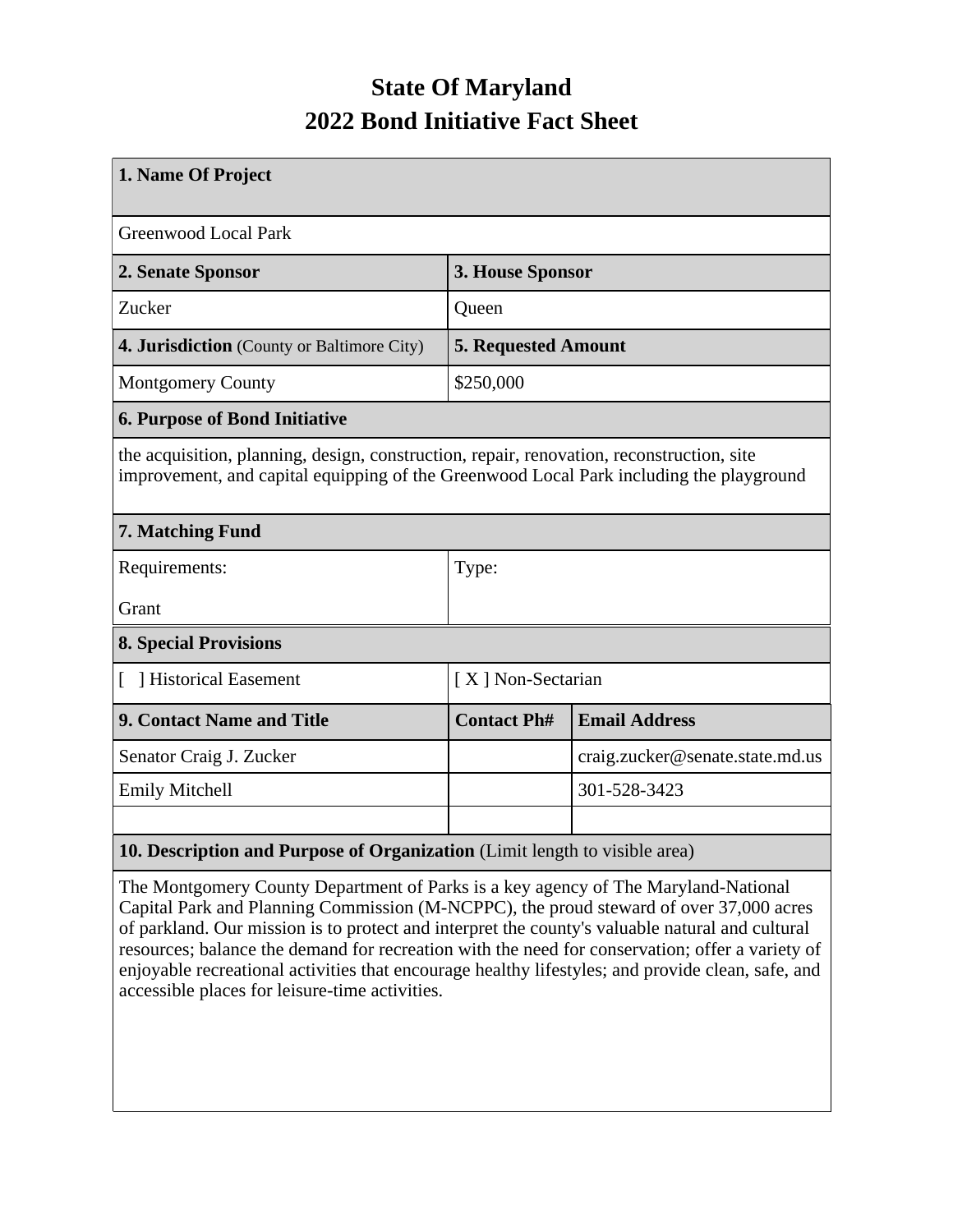# State Of Maryland
# 2022 Bond Initiative Fact Sheet

| | |
|---|---|
| **1. Name Of Project** | |
| Greenwood Local Park | |
| **2. Senate Sponsor** | **3. House Sponsor** |
| Zucker | Queen |
| **4. Jurisdiction** (County or Baltimore City) | **5. Requested Amount** |
| Montgomery County | $250,000 |

**6. Purpose of Bond Initiative**

the acquisition, planning, design, construction, repair, renovation, reconstruction, site improvement, and capital equipping of the Greenwood Local Park including the playground

**7. Matching Fund**

| | |
|---|---|
| Requirements:<br><br>Grant | Type: |

**8. Special Provisions**

| | |
|---|---|
| [ ] Historical Easement | [ X ] Non-Sectarian |

| 9. Contact Name and Title | Contact Ph# | Email Address |
|---|---|---|
| Senator Craig J. Zucker | | craig.zucker@senate.state.md.us |
| Emily Mitchell | | 301-528-3423 |
| | | |

**10. Description and Purpose of Organization** (Limit length to visible area)

The Montgomery County Department of Parks is a key agency of The Maryland-National Capital Park and Planning Commission (M-NCPPC), the proud steward of over 37,000 acres of parkland. Our mission is to protect and interpret the county's valuable natural and cultural resources; balance the demand for recreation with the need for conservation; offer a variety of enjoyable recreational activities that encourage healthy lifestyles; and provide clean, safe, and accessible places for leisure-time activities.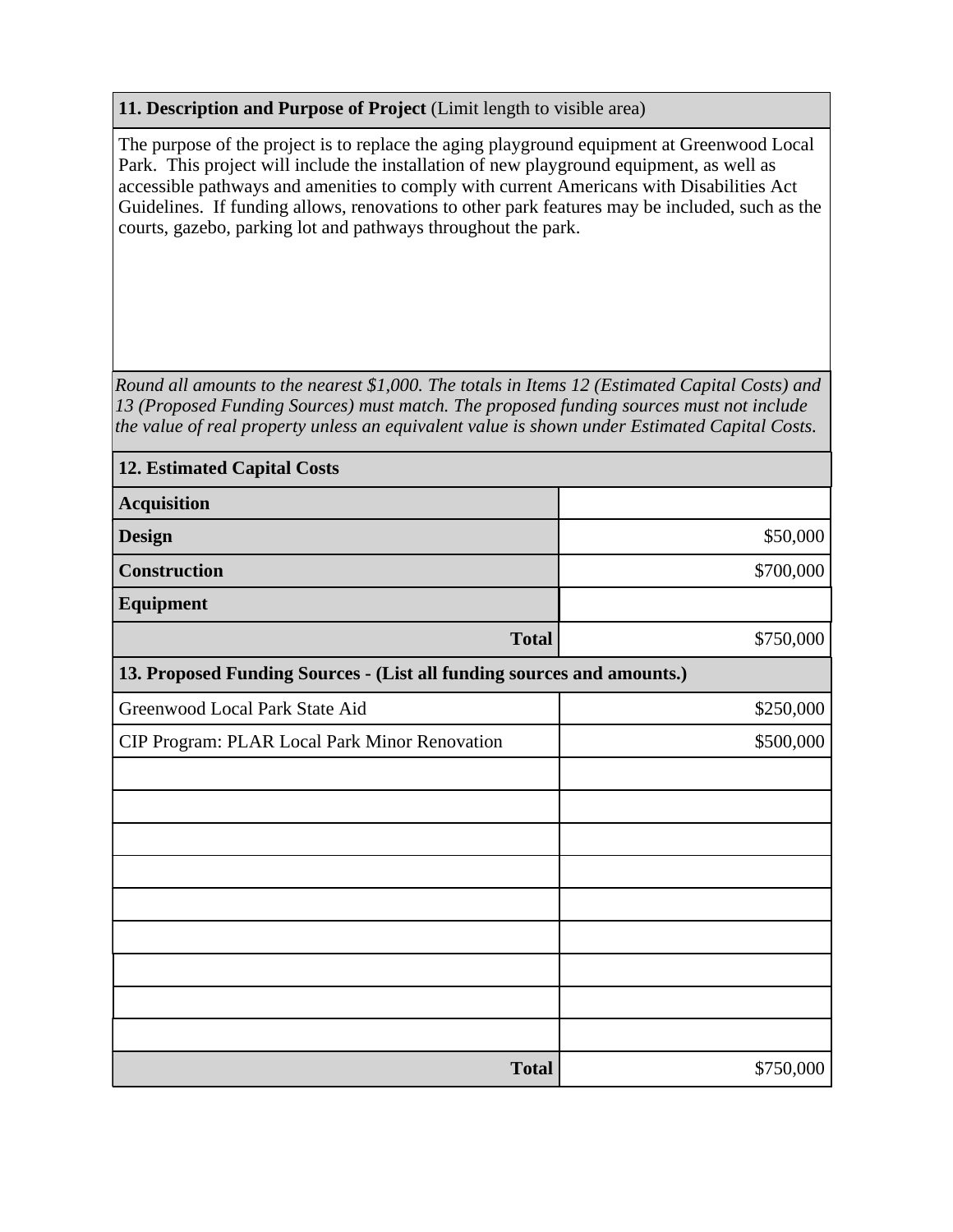**11. Description and Purpose of Project** (Limit length to visible area)

The purpose of the project is to replace the aging playground equipment at Greenwood Local Park. This project will include the installation of new playground equipment, as well as accessible pathways and amenities to comply with current Americans with Disabilities Act Guidelines. If funding allows, renovations to other park features may be included, such as the courts, gazebo, parking lot and pathways throughout the park.

*Round all amounts to the nearest $1,000. The totals in Items 12 (Estimated Capital Costs) and 13 (Proposed Funding Sources) must match. The proposed funding sources must not include the value of real property unless an equivalent value is shown under Estimated Capital Costs.*

| **12. Estimated Capital Costs** | |
|---|---|
| **Acquisition** | |
| **Design** | $50,000 |
| **Construction** | $700,000 |
| **Equipment** | |
| **Total** | $750,000 |

| **13. Proposed Funding Sources - (List all funding sources and amounts.)** | |
|---|---|
| Greenwood Local Park State Aid | $250,000 |
| CIP Program: PLAR Local Park Minor Renovation | $500,000 |
| | |
| | |
| | |
| | |
| | |
| | |
| | |
| | |
| | |
| **Total** | $750,000 |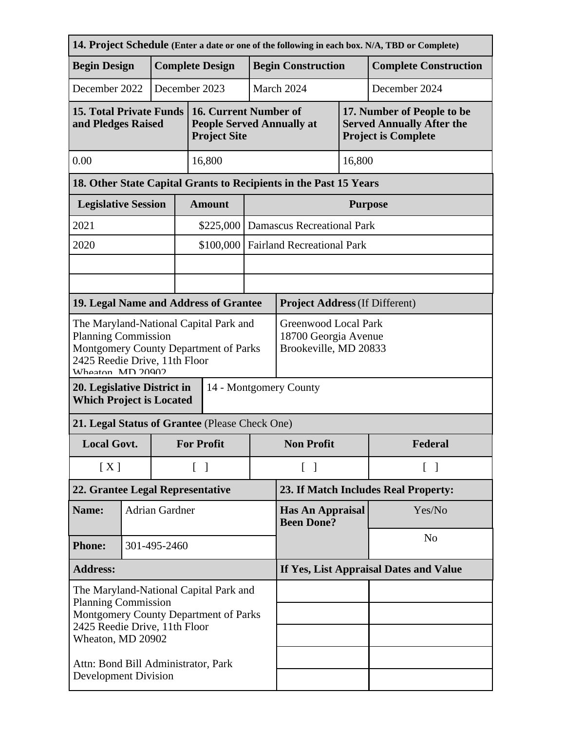| **14. Project Schedule** (Enter a date or one of the following in each box. N/A, TBD or Complete) | | | |
|---|---|---|---|
| **Begin Design** | **Complete Design** | **Begin Construction** | **Complete Construction** |
| December 2022 | December 2023 | March 2024 | December 2024 |

| **15. Total Private Funds and Pledges Raised** | **16. Current Number of People Served Annually at Project Site** | **17. Number of People to be Served Annually After the Project is Complete** |
|---|---|---|
| 0.00 | 16,800 | 16,800 |

| **18. Other State Capital Grants to Recipients in the Past 15 Years** | | |
|---|---|---|
| **Legislative Session** | **Amount** | **Purpose** |
| 2021 | $225,000 | Damascus Recreational Park |
| 2020 | $100,000 | Fairland Recreational Park |
| | | |
| | | |

| **19. Legal Name and Address of Grantee** | **Project Address** (If Different) |
|---|---|
| The Maryland-National Capital Park and Planning Commission<br>Montgomery County Department of Parks<br>2425 Reedie Drive, 11th Floor<br>Wheaton, MD 20902 | Greenwood Local Park<br>18700 Georgia Avenue<br>Brookeville, MD 20833 |

| **20. Legislative District in Which Project is Located** | 14 - Montgomery County |
|---|---|

| **21. Legal Status of Grantee** (Please Check One) | | | |
|---|---|---|---|
| **Local Govt.** | **For Profit** | **Non Profit** | **Federal** |
| [ X ] | [ ] | [ ] | [ ] |

| **22. Grantee Legal Representative** | | **23. If Match Includes Real Property:** | |
|---|---|---|---|
| **Name:** | Adrian Gardner | **Has An Appraisal Been Done?** | Yes/No |
| **Phone:** | 301-495-2460 | | No |
| **Address:** | | **If Yes, List Appraisal Dates and Value** | |
| The Maryland-National Capital Park and Planning Commission<br>Montgomery County Department of Parks<br>2425 Reedie Drive, 11th Floor<br>Wheaton, MD 20902<br><br>Attn: Bond Bill Administrator, Park Development Division | | | |
| | | | |
| | | | |
| | | | |
| | | | |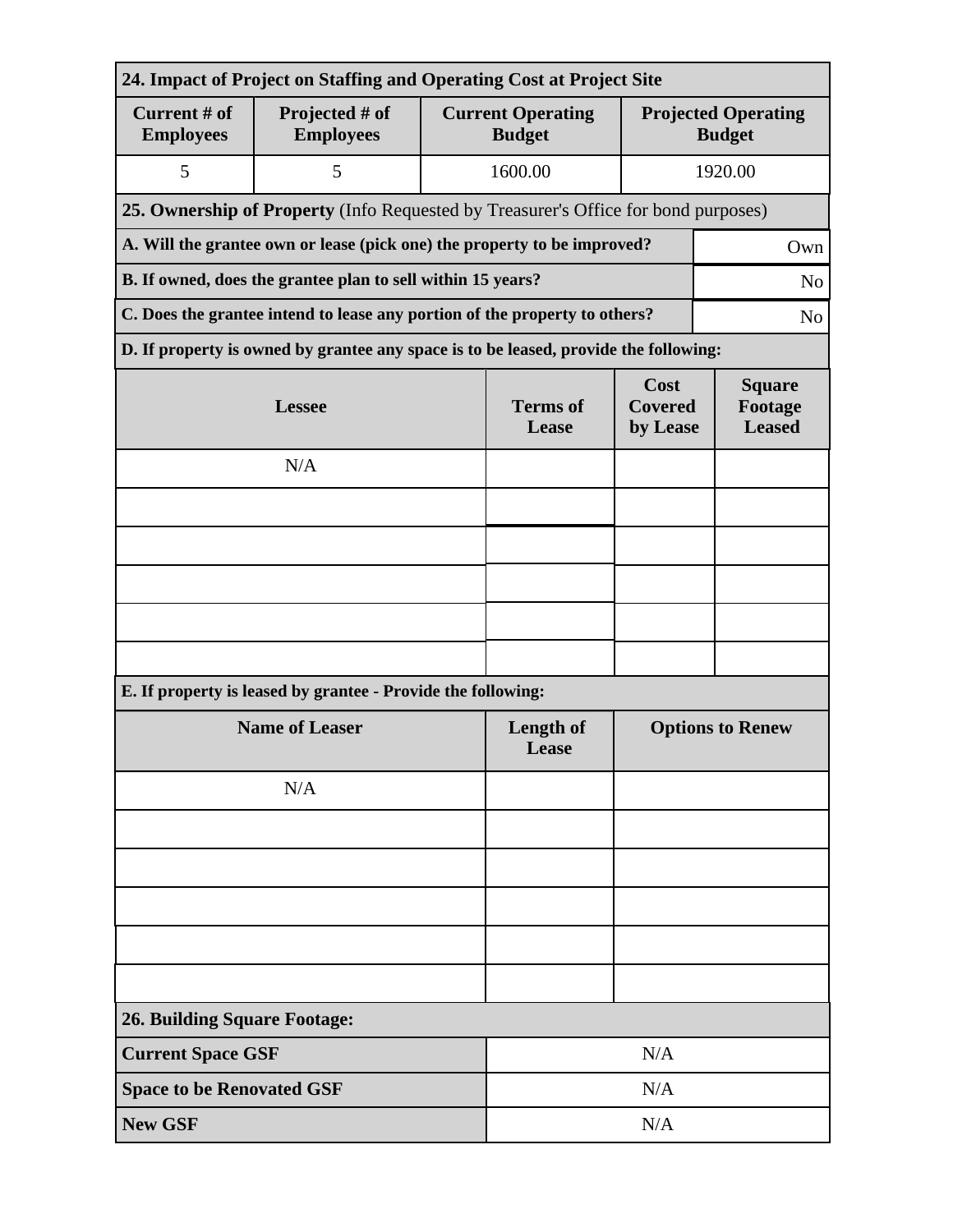## 24. Impact of Project on Staffing and Operating Cost at Project Site

| Current # of Employees | Projected # of Employees | Current Operating Budget | Projected Operating Budget |
|---|---|---|---|
| 5 | 5 | 1600.00 | 1920.00 |

## 25. Ownership of Property (Info Requested by Treasurer's Office for bond purposes)

| | |
|---|---|
| **A. Will the grantee own or lease (pick one) the property to be improved?** | Own |
| **B. If owned, does the grantee plan to sell within 15 years?** | No |
| **C. Does the grantee intend to lease any portion of the property to others?** | No |

**D. If property is owned by grantee any space is to be leased, provide the following:**

| Lessee | Terms of Lease | Cost Covered by Lease | Square Footage Leased |
|---|---|---|---|
| N/A | | | |
| | | | |
| | | | |
| | | | |
| | | | |
| | | | |

**E. If property is leased by grantee - Provide the following:**

| Name of Leaser | Length of Lease | Options to Renew |
|---|---|---|
| N/A | | |
| | | |
| | | |
| | | |
| | | |
| | | |

## 26. Building Square Footage:

| | |
|---|---|
| **Current Space GSF** | N/A |
| **Space to be Renovated GSF** | N/A |
| **New GSF** | N/A |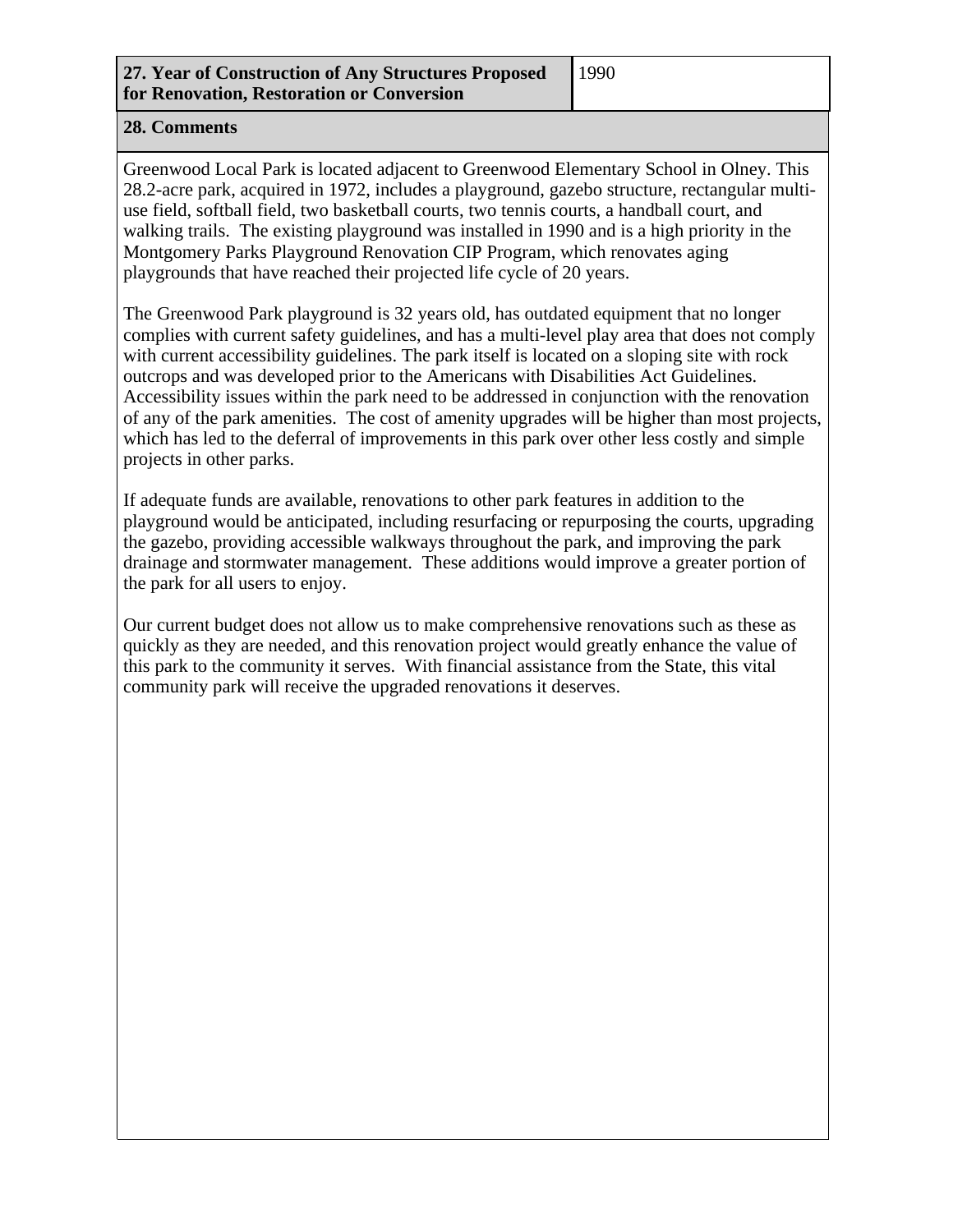| **27. Year of Construction of Any Structures Proposed for Renovation, Restoration or Conversion** | 1990 |
|---|---|

**28. Comments**

Greenwood Local Park is located adjacent to Greenwood Elementary School in Olney. This 28.2-acre park, acquired in 1972, includes a playground, gazebo structure, rectangular multi-use field, softball field, two basketball courts, two tennis courts, a handball court, and walking trails. The existing playground was installed in 1990 and is a high priority in the Montgomery Parks Playground Renovation CIP Program, which renovates aging playgrounds that have reached their projected life cycle of 20 years.

The Greenwood Park playground is 32 years old, has outdated equipment that no longer complies with current safety guidelines, and has a multi-level play area that does not comply with current accessibility guidelines. The park itself is located on a sloping site with rock outcrops and was developed prior to the Americans with Disabilities Act Guidelines. Accessibility issues within the park need to be addressed in conjunction with the renovation of any of the park amenities. The cost of amenity upgrades will be higher than most projects, which has led to the deferral of improvements in this park over other less costly and simple projects in other parks.

If adequate funds are available, renovations to other park features in addition to the playground would be anticipated, including resurfacing or repurposing the courts, upgrading the gazebo, providing accessible walkways throughout the park, and improving the park drainage and stormwater management. These additions would improve a greater portion of the park for all users to enjoy.

Our current budget does not allow us to make comprehensive renovations such as these as quickly as they are needed, and this renovation project would greatly enhance the value of this park to the community it serves. With financial assistance from the State, this vital community park will receive the upgraded renovations it deserves.